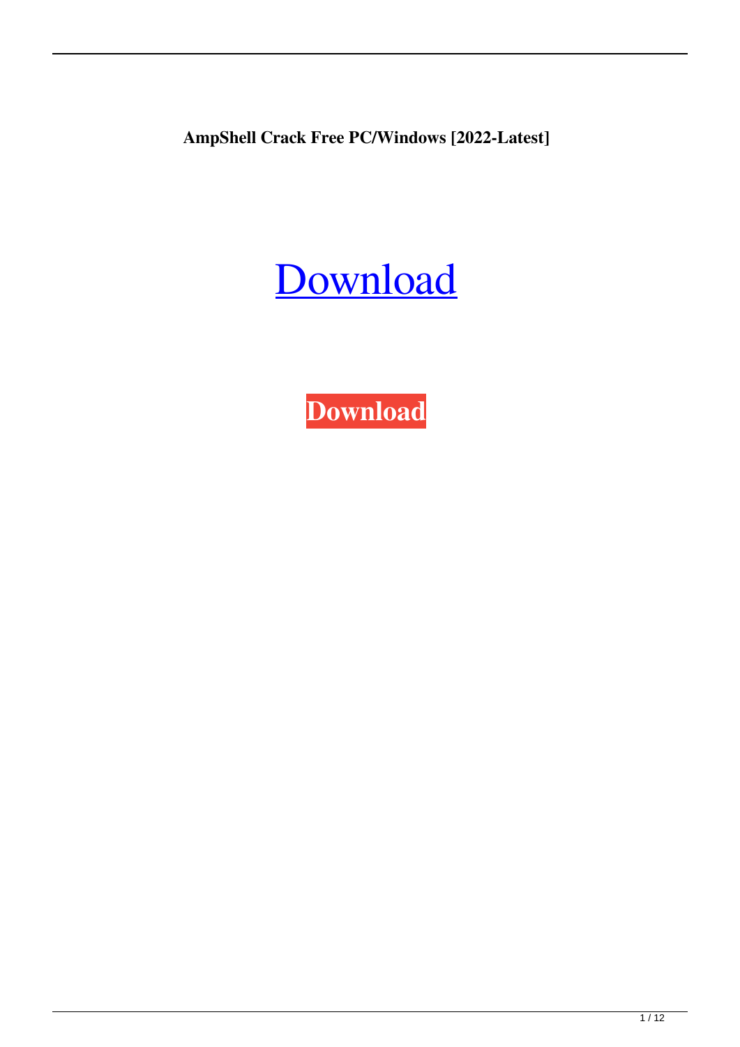**AmpShell Crack Free PC/Windows [2022-Latest]**

Download

**Download**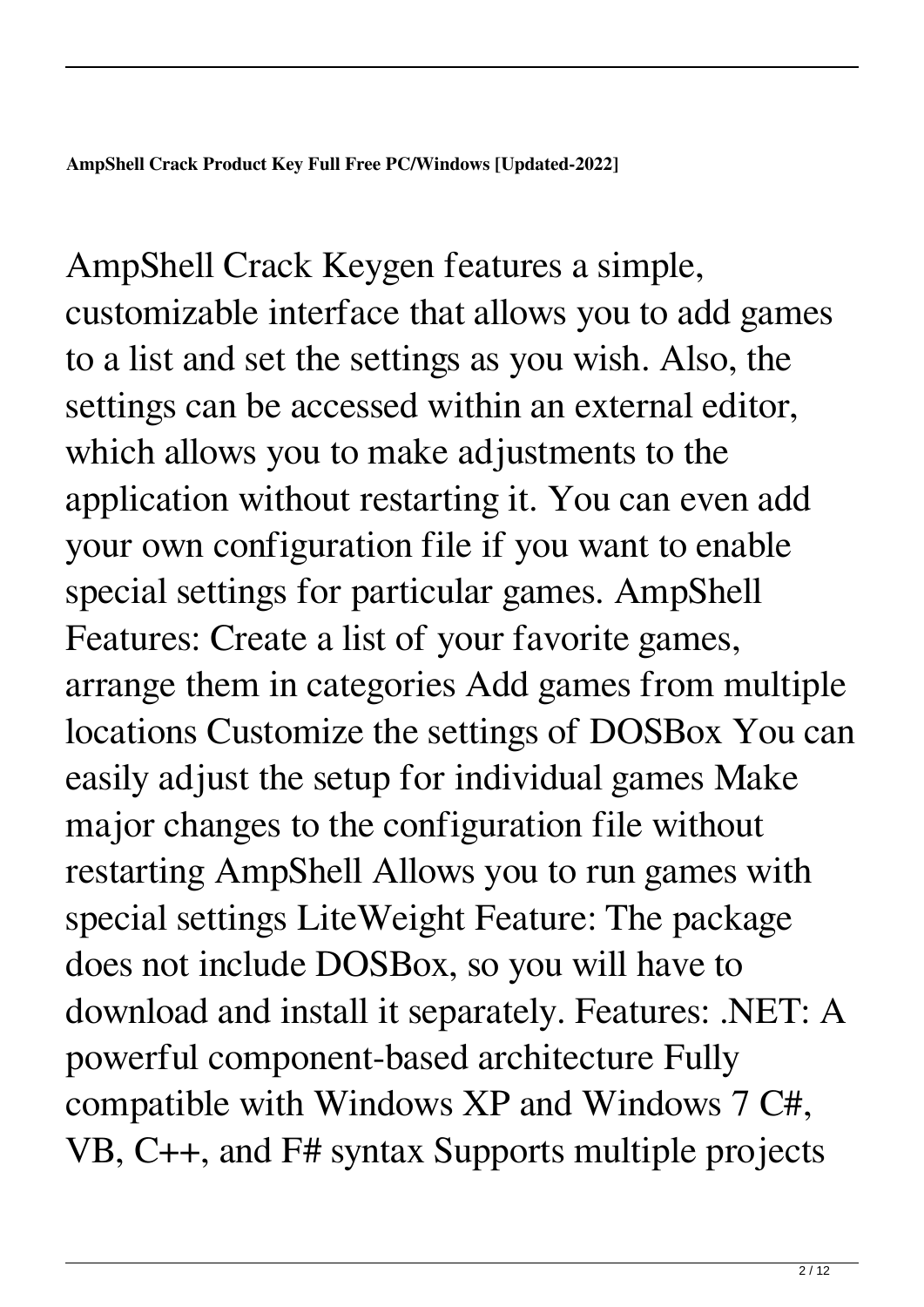**AmpShell Crack Product Key Full Free PC/Windows [Updated-2022]**

AmpShell Crack Keygen features a simple, customizable interface that allows you to add games to a list and set the settings as you wish. Also, the settings can be accessed within an external editor, which allows you to make adjustments to the application without restarting it. You can even add your own configuration file if you want to enable special settings for particular games. AmpShell Features: Create a list of your favorite games, arrange them in categories Add games from multiple locations Customize the settings of DOSBox You can easily adjust the setup for individual games Make major changes to the configuration file without restarting AmpShell Allows you to run games with special settings LiteWeight Feature: The package does not include DOSBox, so you will have to download and install it separately. Features: .NET: A powerful component-based architecture Fully compatible with Windows XP and Windows 7 C#, VB, C++, and F# syntax Supports multiple projects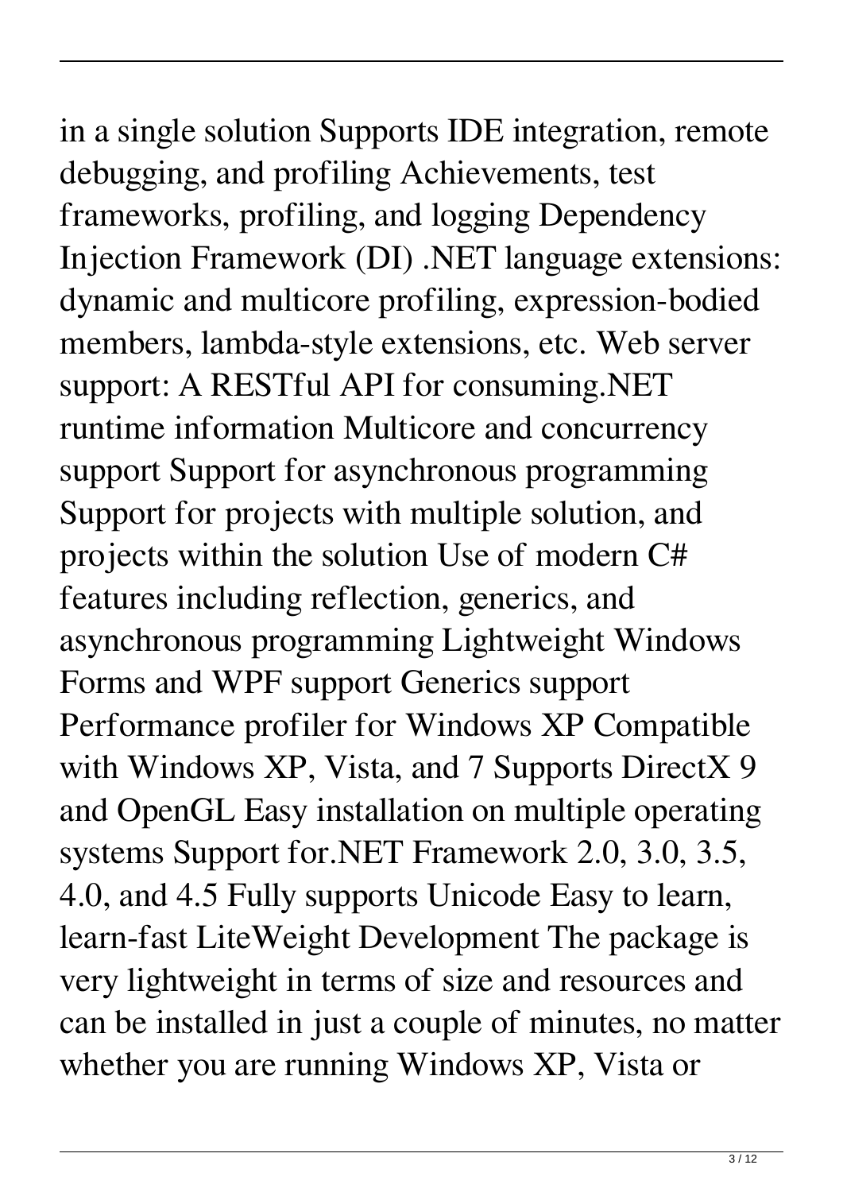in a single solution Supports IDE integration, remote debugging, and profiling Achievements, test frameworks, profiling, and logging Dependency Injection Framework (DI) .NET language extensions: dynamic and multicore profiling, expression-bodied members, lambda-style extensions, etc. Web server support: A RESTful API for consuming.NET runtime information Multicore and concurrency support Support for asynchronous programming Support for projects with multiple solution, and projects within the solution Use of modern C# features including reflection, generics, and asynchronous programming Lightweight Windows Forms and WPF support Generics support Performance profiler for Windows XP Compatible with Windows XP, Vista, and 7 Supports DirectX 9 and OpenGL Easy installation on multiple operating systems Support for.NET Framework 2.0, 3.0, 3.5, 4.0, and 4.5 Fully supports Unicode Easy to learn, learn-fast LiteWeight Development The package is very lightweight in terms of size and resources and can be installed in just a couple of minutes, no matter whether you are running Windows XP, Vista or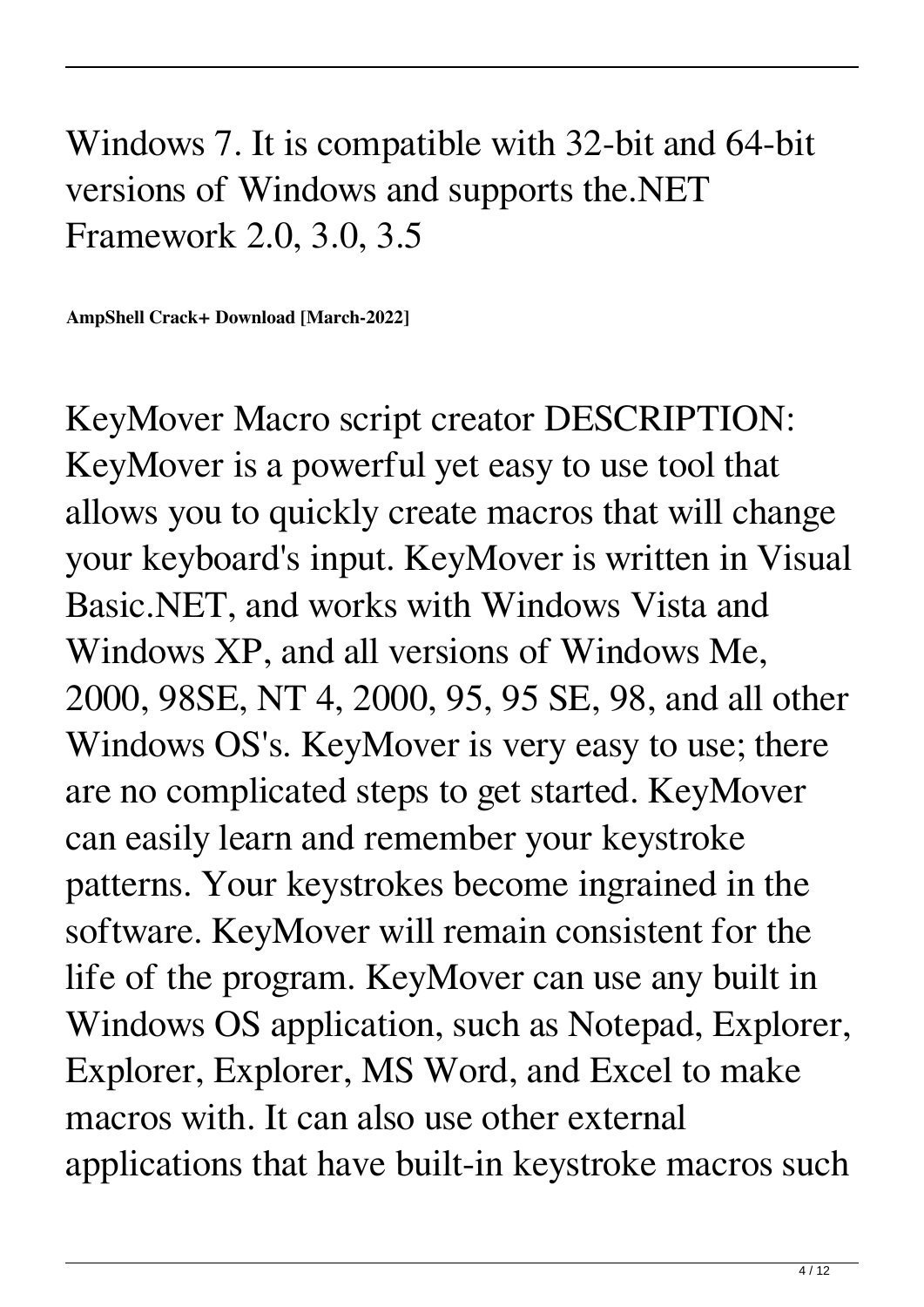Windows 7. It is compatible with 32-bit and 64-bit versions of Windows and supports the.NET Framework 2.0, 3.0, 3.5

**AmpShell Crack+ Download [March-2022]**

KeyMover Macro script creator DESCRIPTION: KeyMover is a powerful yet easy to use tool that allows you to quickly create macros that will change your keyboard's input. KeyMover is written in Visual Basic.NET, and works with Windows Vista and Windows XP, and all versions of Windows Me, 2000, 98SE, NT 4, 2000, 95, 95 SE, 98, and all other Windows OS's. KeyMover is very easy to use; there are no complicated steps to get started. KeyMover can easily learn and remember your keystroke patterns. Your keystrokes become ingrained in the software. KeyMover will remain consistent for the life of the program. KeyMover can use any built in Windows OS application, such as Notepad, Explorer, Explorer, Explorer, MS Word, and Excel to make macros with. It can also use other external applications that have built-in keystroke macros such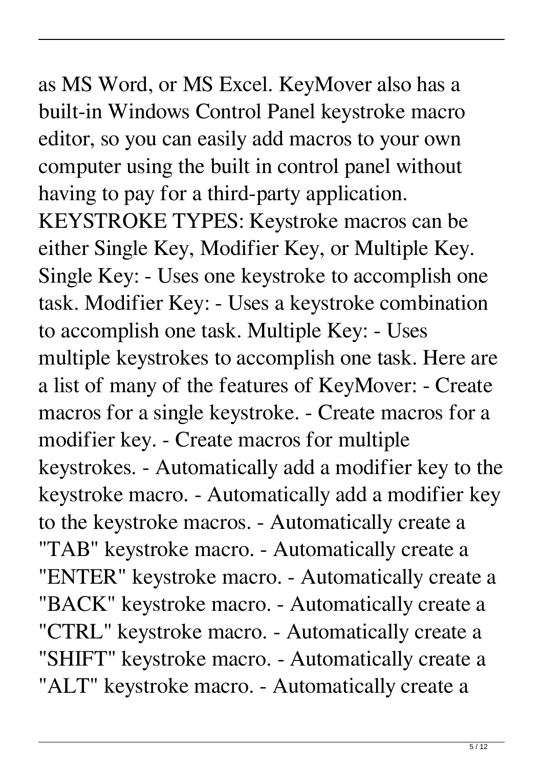as MS Word, or MS Excel. KeyMover also has a built-in Windows Control Panel keystroke macro editor, so you can easily add macros to your own computer using the built in control panel without having to pay for a third-party application. KEYSTROKE TYPES: Keystroke macros can be either Single Key, Modifier Key, or Multiple Key. Single Key: - Uses one keystroke to accomplish one task. Modifier Key: - Uses a keystroke combination to accomplish one task. Multiple Key: - Uses multiple keystrokes to accomplish one task. Here are a list of many of the features of KeyMover: - Create macros for a single keystroke. - Create macros for a modifier key. - Create macros for multiple keystrokes. - Automatically add a modifier key to the keystroke macro. - Automatically add a modifier key to the keystroke macros. - Automatically create a "TAB" keystroke macro. - Automatically create a "ENTER" keystroke macro. - Automatically create a "BACK" keystroke macro. - Automatically create a "CTRL" keystroke macro. - Automatically create a "SHIFT" keystroke macro. - Automatically create a "ALT" keystroke macro. - Automatically create a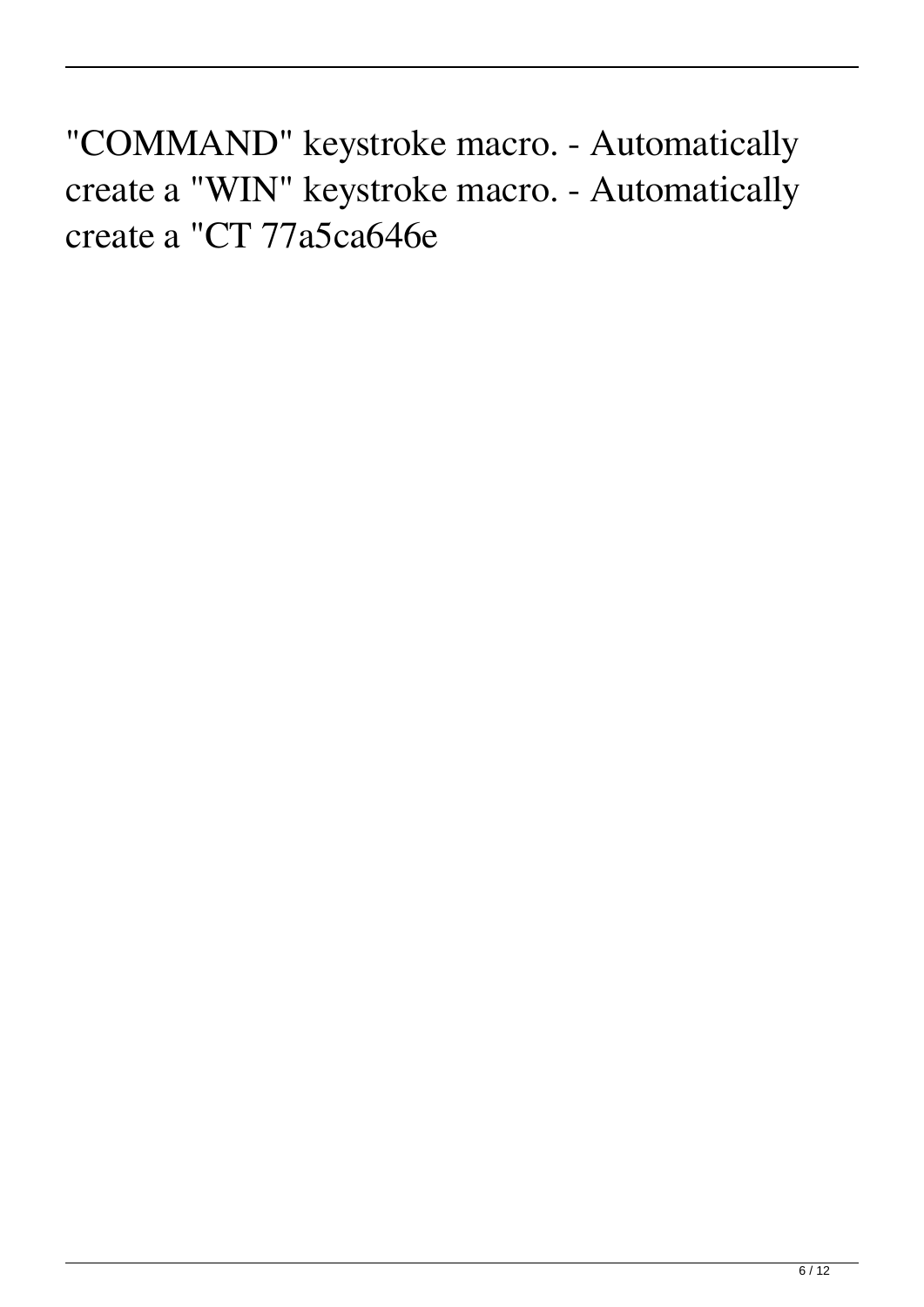"COMMAND" keystroke macro. - Automatically create a "WIN" keystroke macro. - Automatically create a "CT 77a5ca646e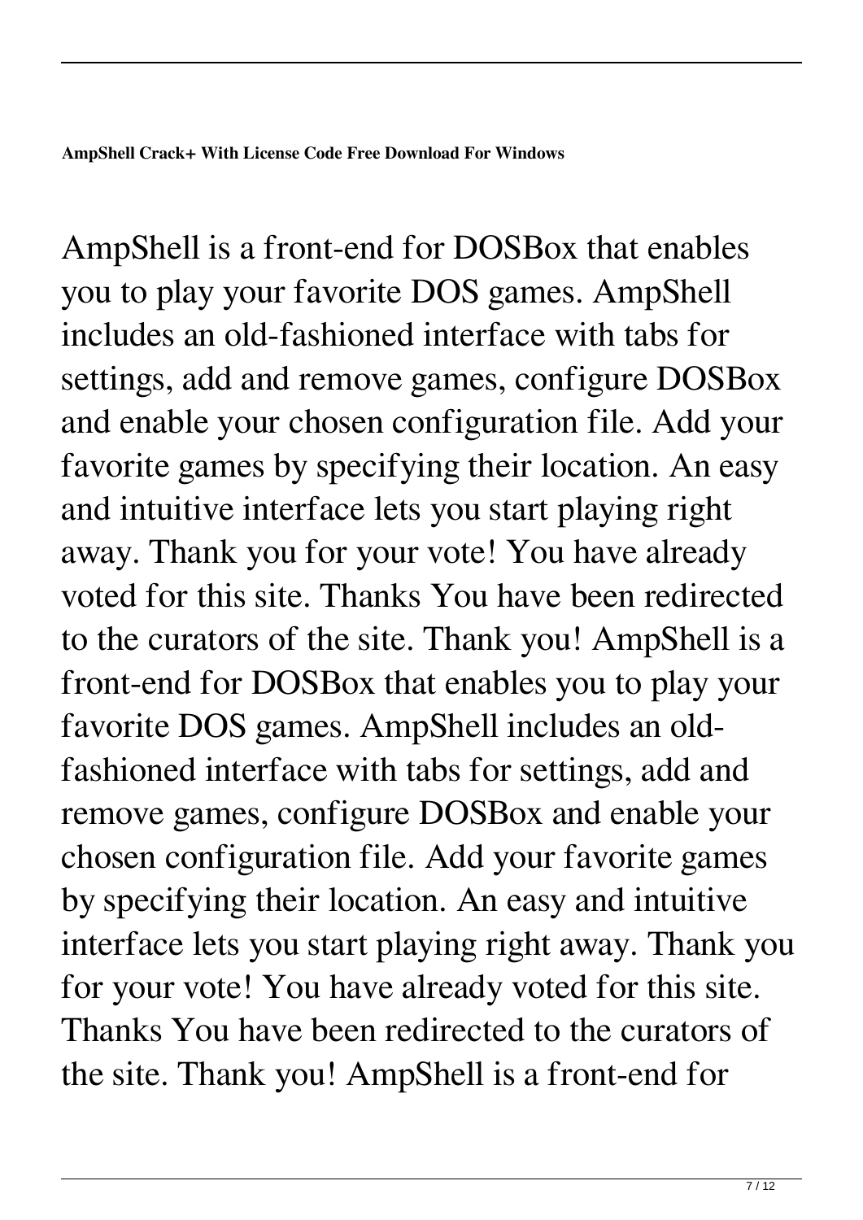**AmpShell Crack+ With License Code Free Download For Windows**

AmpShell is a front-end for DOSBox that enables you to play your favorite DOS games. AmpShell includes an old-fashioned interface with tabs for settings, add and remove games, configure DOSBox and enable your chosen configuration file. Add your favorite games by specifying their location. An easy and intuitive interface lets you start playing right away. Thank you for your vote! You have already voted for this site. Thanks You have been redirected to the curators of the site. Thank you! AmpShell is a front-end for DOSBox that enables you to play your favorite DOS games. AmpShell includes an old-fashioned interface with tabs for settings, add and remove games, configure DOSBox and enable your chosen configuration file. Add your favorite games by specifying their location. An easy and intuitive interface lets you start playing right away. Thank you for your vote! You have already voted for this site. Thanks You have been redirected to the curators of the site. Thank you! AmpShell is a front-end for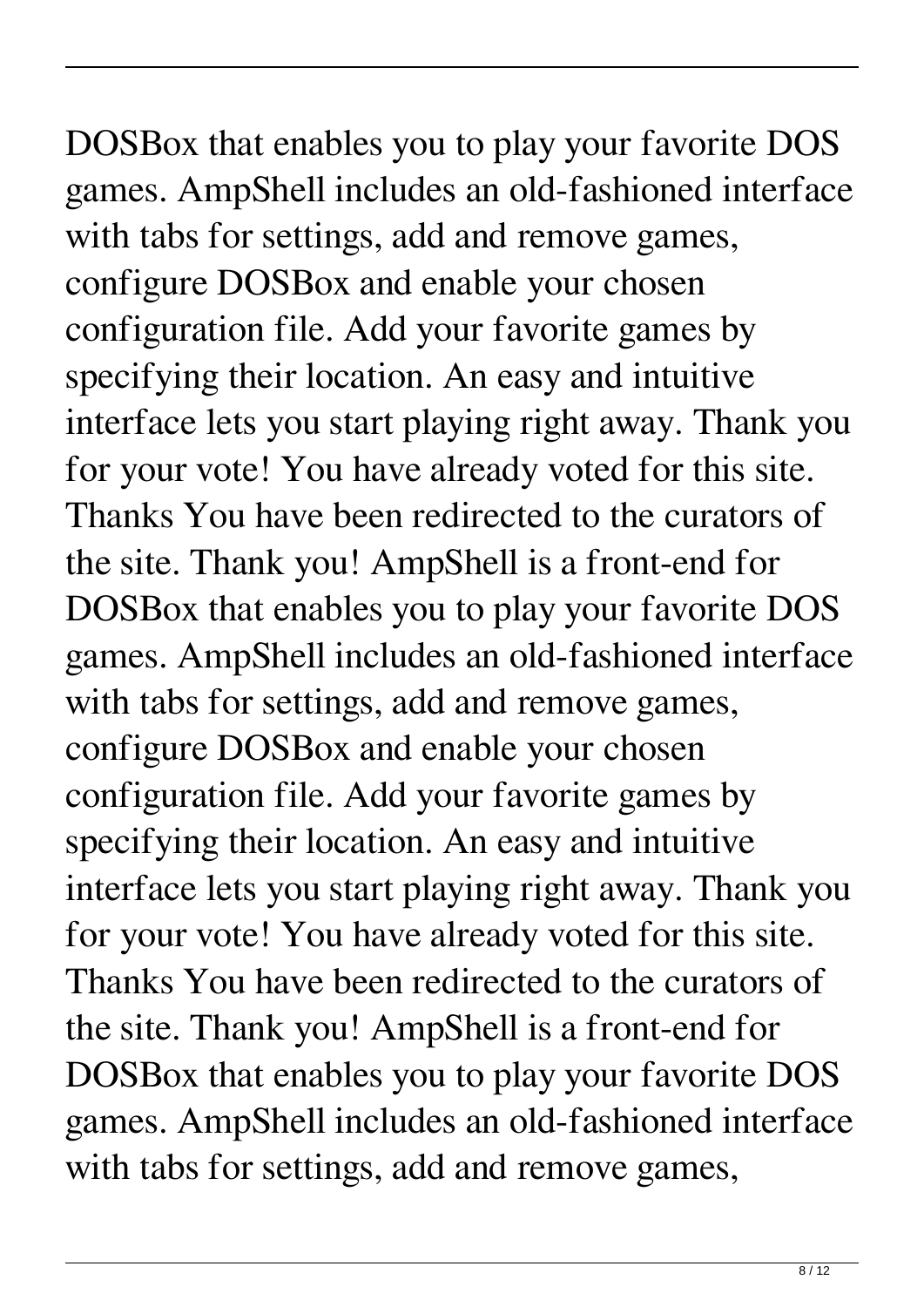DOSBox that enables you to play your favorite DOS games. AmpShell includes an old-fashioned interface with tabs for settings, add and remove games, configure DOSBox and enable your chosen configuration file. Add your favorite games by specifying their location. An easy and intuitive interface lets you start playing right away. Thank you for your vote! You have already voted for this site. Thanks You have been redirected to the curators of the site. Thank you! AmpShell is a front-end for DOSBox that enables you to play your favorite DOS games. AmpShell includes an old-fashioned interface with tabs for settings, add and remove games, configure DOSBox and enable your chosen configuration file. Add your favorite games by specifying their location. An easy and intuitive interface lets you start playing right away. Thank you for your vote! You have already voted for this site. Thanks You have been redirected to the curators of the site. Thank you! AmpShell is a front-end for DOSBox that enables you to play your favorite DOS games. AmpShell includes an old-fashioned interface with tabs for settings, add and remove games,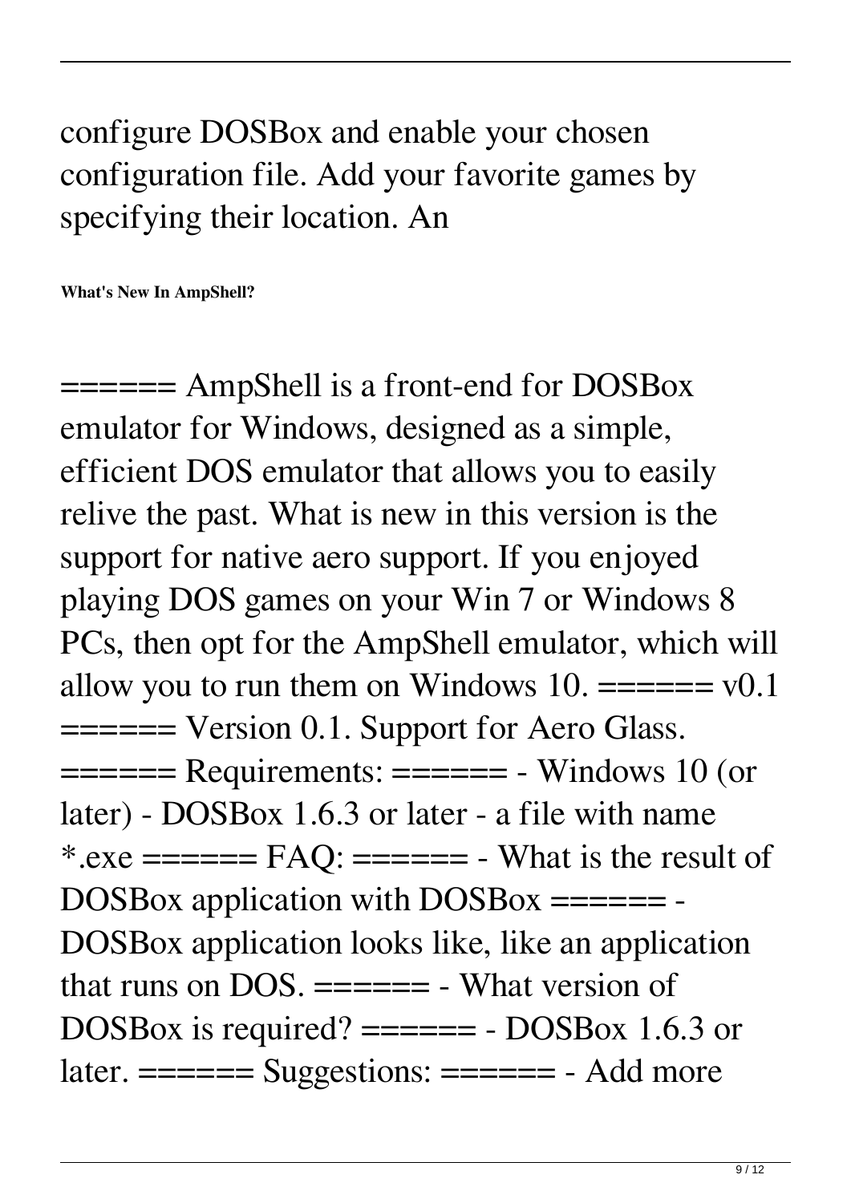configure DOSBox and enable your chosen configuration file. Add your favorite games by specifying their location. An

**What's New In AmpShell?**

====== AmpShell is a front-end for DOSBox emulator for Windows, designed as a simple, efficient DOS emulator that allows you to easily relive the past. What is new in this version is the support for native aero support. If you enjoyed playing DOS games on your Win 7 or Windows 8 PCs, then opt for the AmpShell emulator, which will allow you to run them on Windows 10. ====== v0.1 ====== Version 0.1. Support for Aero Glass. ====== Requirements: ====== - Windows 10 (or later) - DOSBox 1.6.3 or later - a file with name *.exe ====== FAQ: ====== - What is the result of DOSBox application with DOSBox ====== - DOSBox application looks like, like an application that runs on DOS. ====== - What version of DOSBox is required? ====== - DOSBox 1.6.3 or later. ====== Suggestions: ====== - Add more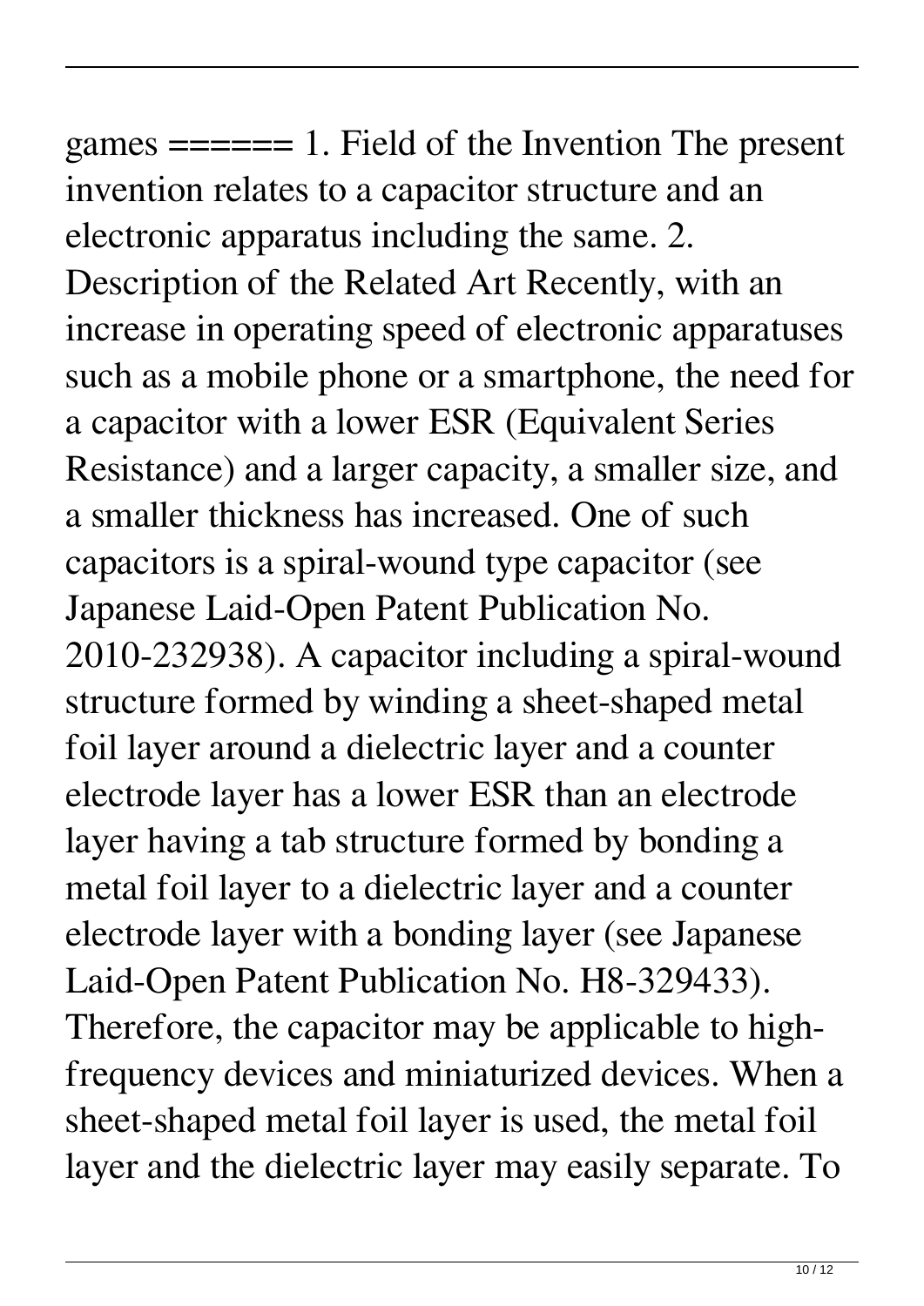games ====== 1. Field of the Invention The present invention relates to a capacitor structure and an electronic apparatus including the same. 2. Description of the Related Art Recently, with an increase in operating speed of electronic apparatuses such as a mobile phone or a smartphone, the need for a capacitor with a lower ESR (Equivalent Series Resistance) and a larger capacity, a smaller size, and a smaller thickness has increased. One of such capacitors is a spiral-wound type capacitor (see Japanese Laid-Open Patent Publication No. 2010-232938). A capacitor including a spiral-wound structure formed by winding a sheet-shaped metal foil layer around a dielectric layer and a counter electrode layer has a lower ESR than an electrode layer having a tab structure formed by bonding a metal foil layer to a dielectric layer and a counter electrode layer with a bonding layer (see Japanese Laid-Open Patent Publication No. H8-329433). Therefore, the capacitor may be applicable to high-frequency devices and miniaturized devices. When a sheet-shaped metal foil layer is used, the metal foil layer and the dielectric layer may easily separate. To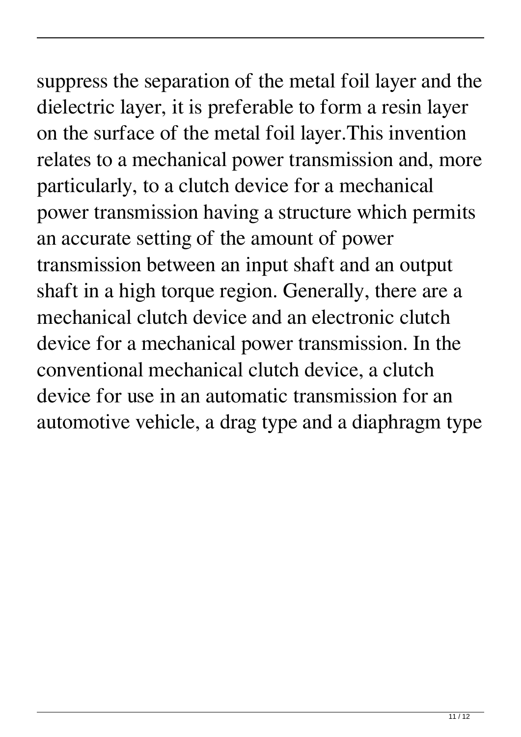suppress the separation of the metal foil layer and the dielectric layer, it is preferable to form a resin layer on the surface of the metal foil layer.This invention relates to a mechanical power transmission and, more particularly, to a clutch device for a mechanical power transmission having a structure which permits an accurate setting of the amount of power transmission between an input shaft and an output shaft in a high torque region. Generally, there are a mechanical clutch device and an electronic clutch device for a mechanical power transmission. In the conventional mechanical clutch device, a clutch device for use in an automatic transmission for an automotive vehicle, a drag type and a diaphragm type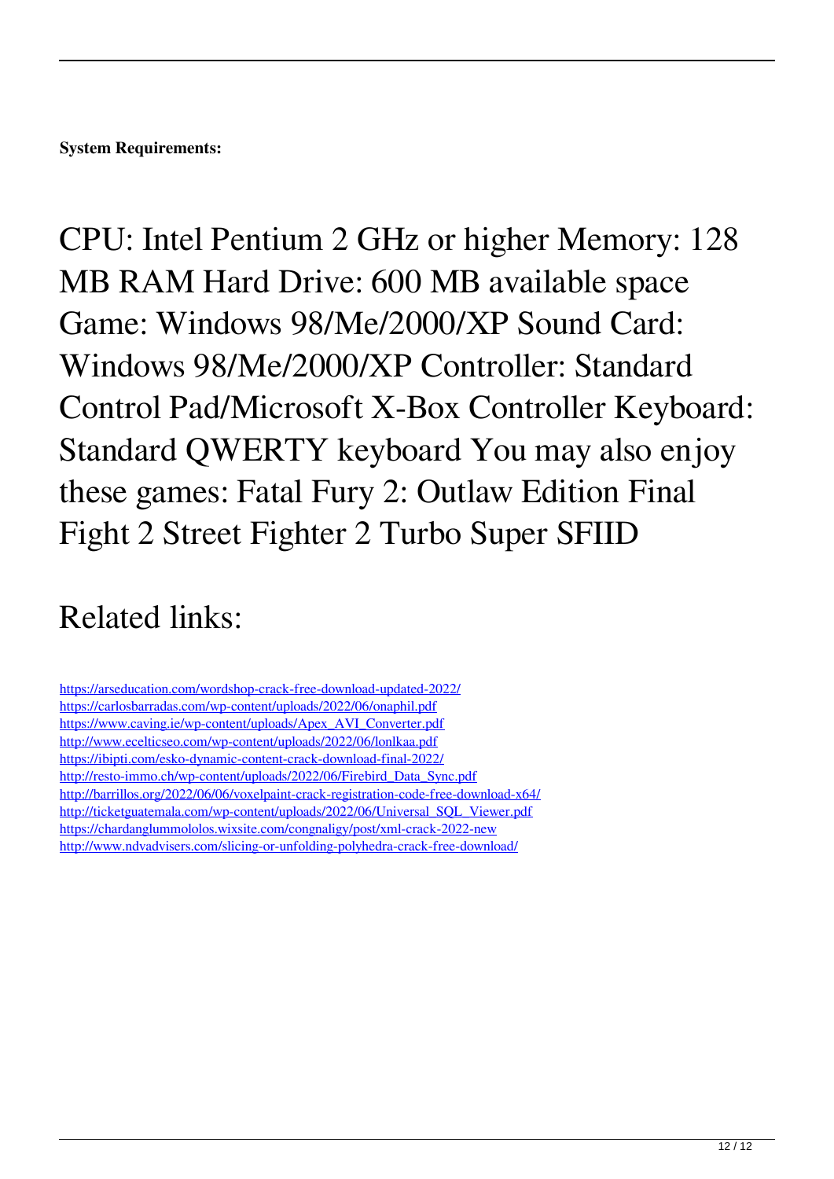**System Requirements:**

CPU: Intel Pentium 2 GHz or higher Memory: 128 MB RAM Hard Drive: 600 MB available space Game: Windows 98/Me/2000/XP Sound Card: Windows 98/Me/2000/XP Controller: Standard Control Pad/Microsoft X-Box Controller Keyboard: Standard QWERTY keyboard You may also enjoy these games: Fatal Fury 2: Outlaw Edition Final Fight 2 Street Fighter 2 Turbo Super SFIID

Related links:

https://arseducation.com/wordshop-crack-free-download-updated-2022/
https://carlosbarradas.com/wp-content/uploads/2022/06/onaphil.pdf
https://www.caving.ie/wp-content/uploads/Apex_AVI_Converter.pdf
http://www.ecelticseo.com/wp-content/uploads/2022/06/lonlkaa.pdf
https://ibipti.com/esko-dynamic-content-crack-download-final-2022/
http://resto-immo.ch/wp-content/uploads/2022/06/Firebird_Data_Sync.pdf
http://barrillos.org/2022/06/06/voxelpaint-crack-registration-code-free-download-x64/
http://ticketguatemala.com/wp-content/uploads/2022/06/Universal_SQL_Viewer.pdf
https://chardanglummololos.wixsite.com/congnaligy/post/xml-crack-2022-new
http://www.ndvadvisers.com/slicing-or-unfolding-polyhedra-crack-free-download/